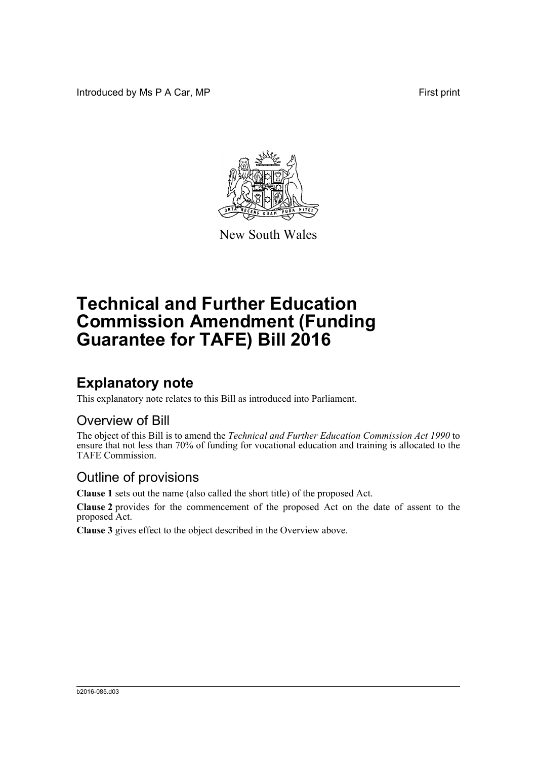Introduced by Ms P A Car, MP

First print

New South Wales

# Technical and Further Education Commission Amendment (Funding Guarantee for TAFE) Bill 2016

## Explanatory note

This explanatory note relates to this Bill as introduced into Parliament.

### Overview of Bill

The object of this Bill is to amend the *Technical and Further Education Commission Act 1990* to ensure that not less than 70% of funding for vocational education and training is allocated to the TAFE Commission.

### Outline of provisions

**Clause 1** sets out the name (also called the short title) of the proposed Act.

**Clause 2** provides for the commencement of the proposed Act on the date of assent to the proposed Act.

**Clause 3** gives effect to the object described in the Overview above.

b2016-085.d03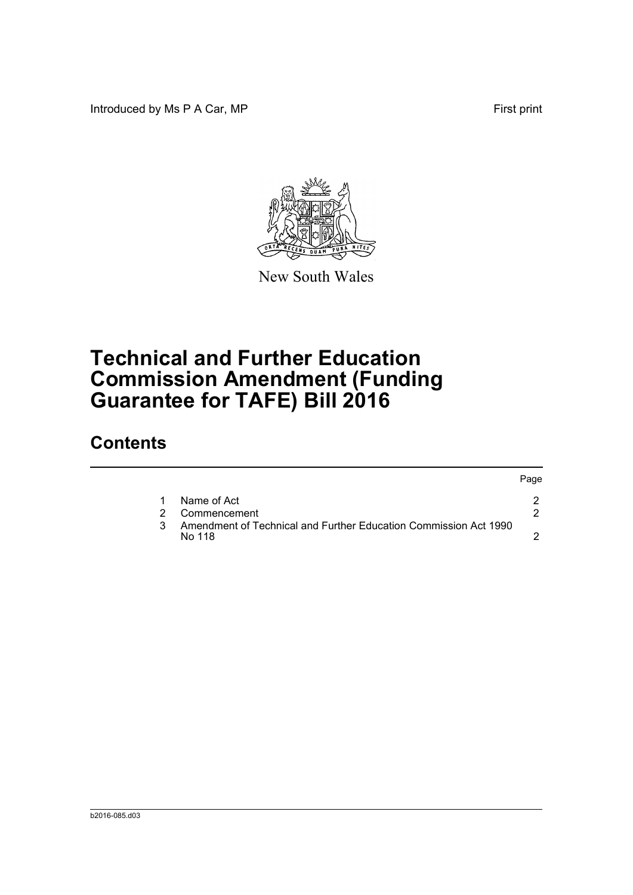Introduced by Ms P A Car, MP

First print

New South Wales

# Technical and Further Education Commission Amendment (Funding Guarantee for TAFE) Bill 2016

## Contents

| | | Page |
|---|---|---|
| 1 | Name of Act | 2 |
| 2 | Commencement | 2 |
| 3 | Amendment of Technical and Further Education Commission Act 1990 No 118 | 2 |

b2016-085.d03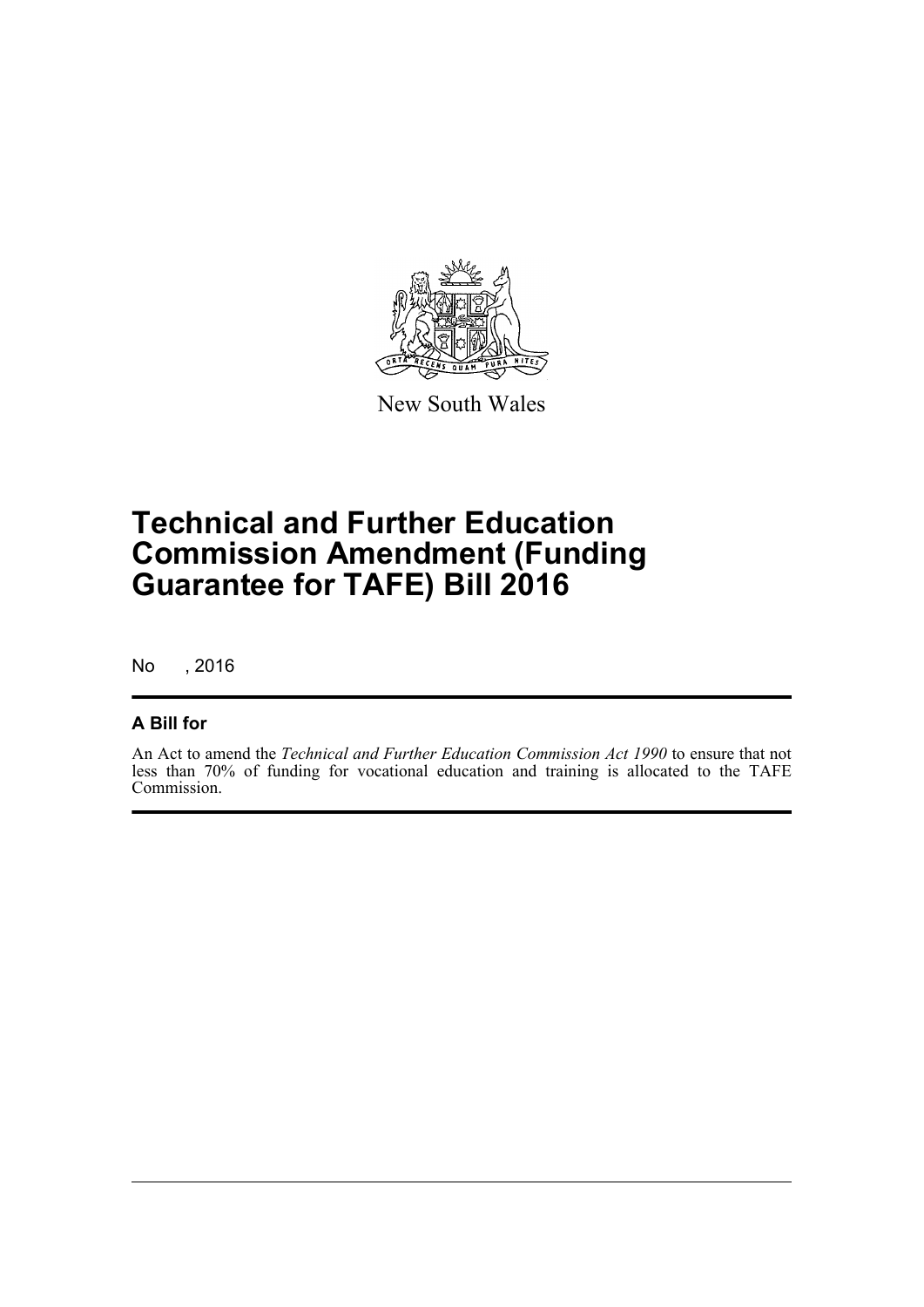New South Wales

# Technical and Further Education Commission Amendment (Funding Guarantee for TAFE) Bill 2016

No , 2016

## A Bill for

An Act to amend the *Technical and Further Education Commission Act 1990* to ensure that not less than 70% of funding for vocational education and training is allocated to the TAFE Commission.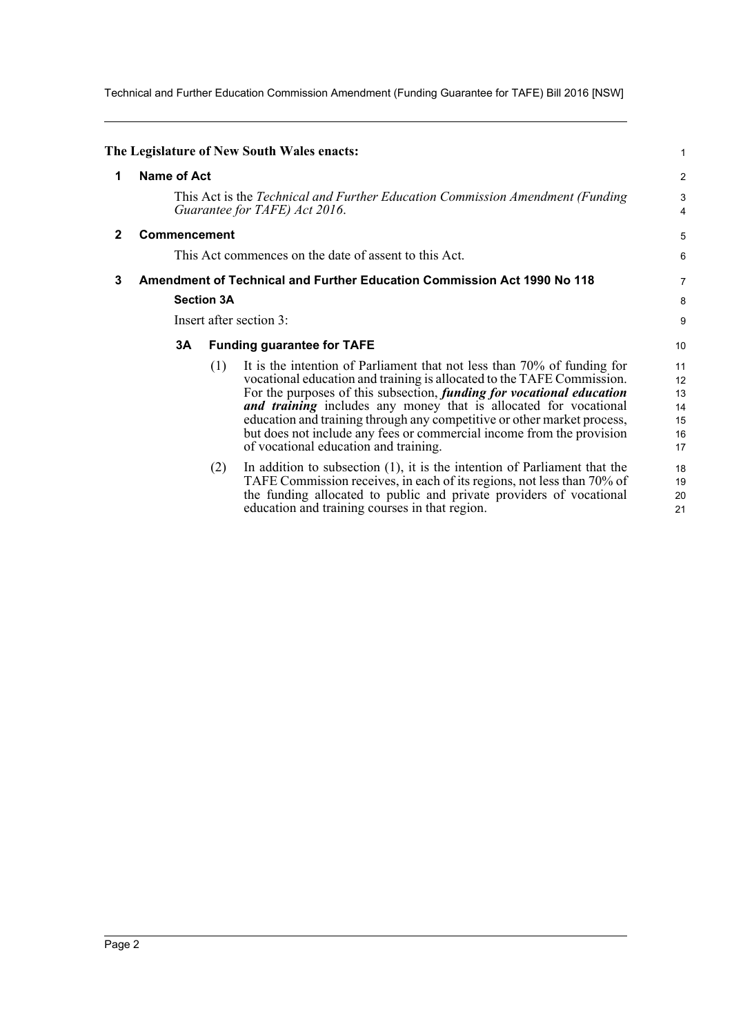**The Legislature of New South Wales enacts:**

## 1 Name of Act

This Act is the *Technical and Further Education Commission Amendment (Funding Guarantee for TAFE) Act 2016*.

## 2 Commencement

This Act commences on the date of assent to this Act.

## 3 Amendment of Technical and Further Education Commission Act 1990 No 118

### Section 3A

Insert after section 3:

### 3A Funding guarantee for TAFE

(1) It is the intention of Parliament that not less than 70% of funding for vocational education and training is allocated to the TAFE Commission. For the purposes of this subsection, ***funding for vocational education and training*** includes any money that is allocated for vocational education and training through any competitive or other market process, but does not include any fees or commercial income from the provision of vocational education and training.

(2) In addition to subsection (1), it is the intention of Parliament that the TAFE Commission receives, in each of its regions, not less than 70% of the funding allocated to public and private providers of vocational education and training courses in that region.